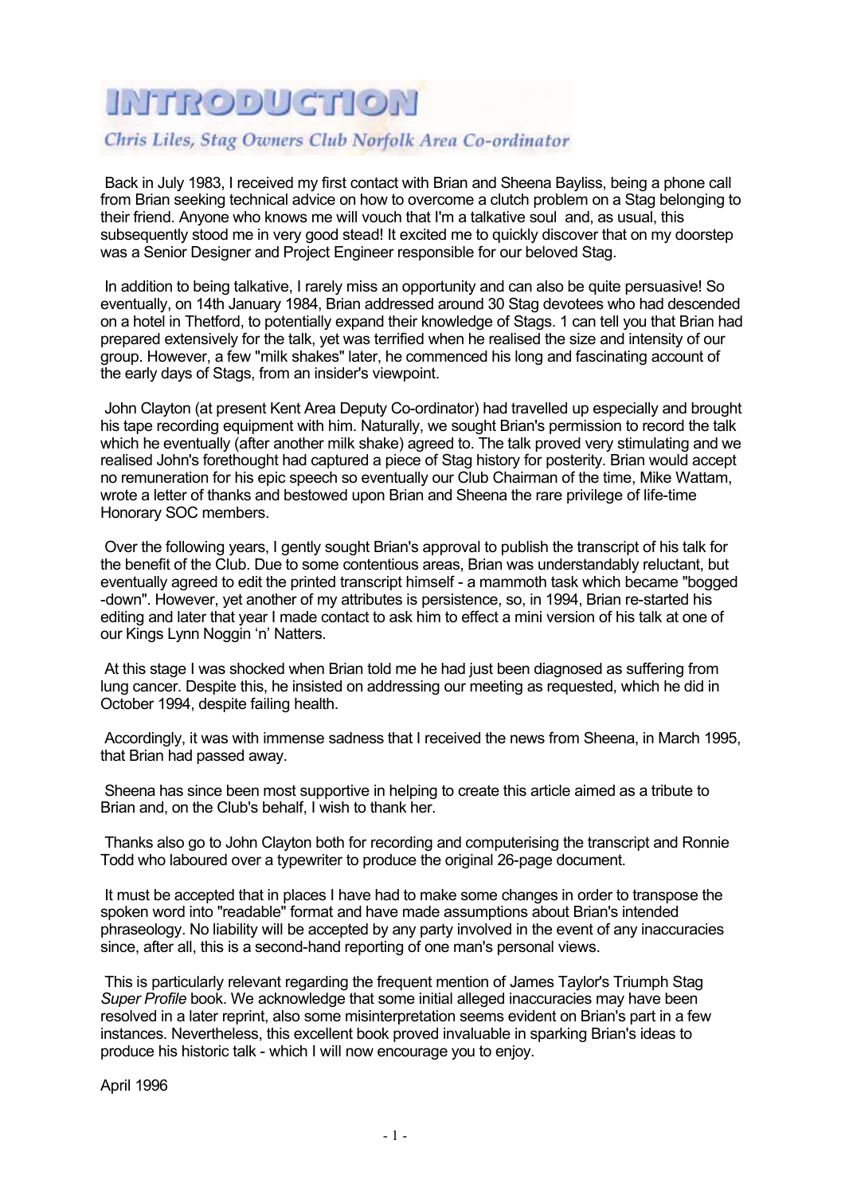# INTRODUCTION

*Chris Liles, Stag Owners Club Norfolk Area Co-ordinator*

Back in July 1983, I received my first contact with Brian and Sheena Bayliss, being a phone call from Brian seeking technical advice on how to overcome a clutch problem on a Stag belonging to their friend. Anyone who knows me will vouch that I'm a talkative soul and, as usual, this subsequently stood me in very good stead! It excited me to quickly discover that on my doorstep was a Senior Designer and Project Engineer responsible for our beloved Stag.

In addition to being talkative, I rarely miss an opportunity and can also be quite persuasive! So eventually, on 14th January 1984, Brian addressed around 30 Stag devotees who had descended on a hotel in Thetford, to potentially expand their knowledge of Stags. 1 can tell you that Brian had prepared extensively for the talk, yet was terrified when he realised the size and intensity of our group. However, a few "milk shakes" later, he commenced his long and fascinating account of the early days of Stags, from an insider's viewpoint.

John Clayton (at present Kent Area Deputy Co-ordinator) had travelled up especially and brought his tape recording equipment with him. Naturally, we sought Brian's permission to record the talk which he eventually (after another milk shake) agreed to. The talk proved very stimulating and we realised John's forethought had captured a piece of Stag history for posterity. Brian would accept no remuneration for his epic speech so eventually our Club Chairman of the time, Mike Wattam, wrote a letter of thanks and bestowed upon Brian and Sheena the rare privilege of life-time Honorary SOC members.

Over the following years, I gently sought Brian's approval to publish the transcript of his talk for the benefit of the Club. Due to some contentious areas, Brian was understandably reluctant, but eventually agreed to edit the printed transcript himself - a mammoth task which became "bogged -down". However, yet another of my attributes is persistence, so, in 1994, Brian re-started his editing and later that year I made contact to ask him to effect a mini version of his talk at one of our Kings Lynn Noggin 'n' Natters.

At this stage I was shocked when Brian told me he had just been diagnosed as suffering from lung cancer. Despite this, he insisted on addressing our meeting as requested, which he did in October 1994, despite failing health.

Accordingly, it was with immense sadness that I received the news from Sheena, in March 1995, that Brian had passed away.

Sheena has since been most supportive in helping to create this article aimed as a tribute to Brian and, on the Club's behalf, I wish to thank her.

Thanks also go to John Clayton both for recording and computerising the transcript and Ronnie Todd who laboured over a typewriter to produce the original 26-page document.

It must be accepted that in places I have had to make some changes in order to transpose the spoken word into "readable" format and have made assumptions about Brian's intended phraseology. No liability will be accepted by any party involved in the event of any inaccuracies since, after all, this is a second-hand reporting of one man's personal views.

This is particularly relevant regarding the frequent mention of James Taylor's Triumph Stag *Super Profile* book. We acknowledge that some initial alleged inaccuracies may have been resolved in a later reprint, also some misinterpretation seems evident on Brian's part in a few instances. Nevertheless, this excellent book proved invaluable in sparking Brian's ideas to produce his historic talk - which I will now encourage you to enjoy.

April 1996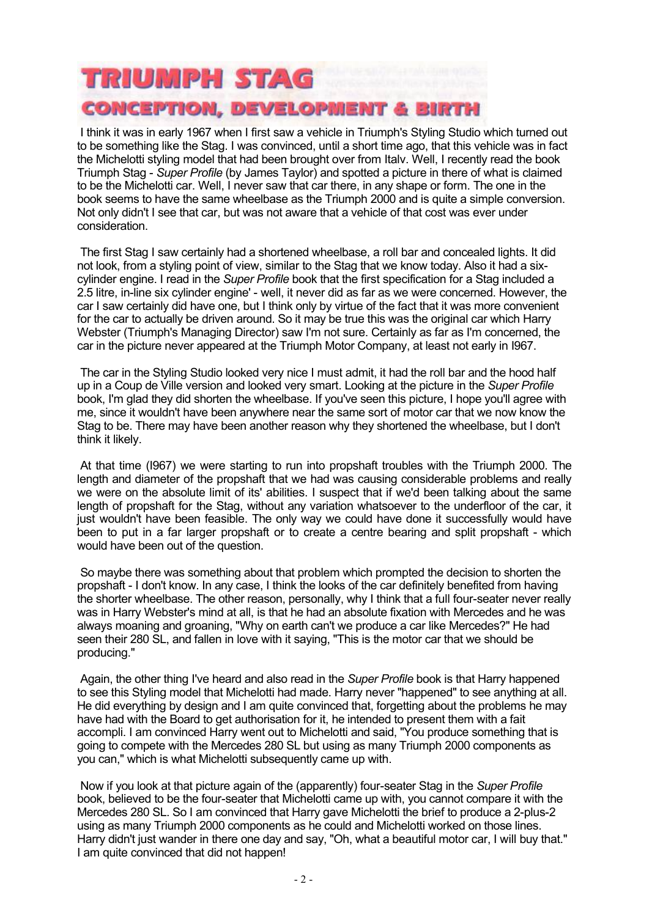# TRIUMPH STAG

## CONCEPTION, DEVELOPMENT & BIRTH

I think it was in early 1967 when I first saw a vehicle in Triumph's Styling Studio which turned out to be something like the Stag. I was convinced, until a short time ago, that this vehicle was in fact the Michelotti styling model that had been brought over from Italv. Well, I recently read the book Triumph Stag - *Super Profile* (by James Taylor) and spotted a picture in there of what is claimed to be the Michelotti car. Well, I never saw that car there, in any shape or form. The one in the book seems to have the same wheelbase as the Triumph 2000 and is quite a simple conversion. Not only didn't I see that car, but was not aware that a vehicle of that cost was ever under consideration.

The first Stag I saw certainly had a shortened wheelbase, a roll bar and concealed lights. It did not look, from a styling point of view, similar to the Stag that we know today. Also it had a six-cylinder engine. I read in the *Super Profile* book that the first specification for a Stag included a 2.5 litre, in-line six cylinder engine' - well, it never did as far as we were concerned. However, the car I saw certainly did have one, but I think only by virtue of the fact that it was more convenient for the car to actually be driven around. So it may be true this was the original car which Harry Webster (Triumph's Managing Director) saw I'm not sure. Certainly as far as I'm concerned, the car in the picture never appeared at the Triumph Motor Company, at least not early in l967.

The car in the Styling Studio looked very nice I must admit, it had the roll bar and the hood half up in a Coup de Ville version and looked very smart. Looking at the picture in the *Super Profile* book, I'm glad they did shorten the wheelbase. If you've seen this picture, I hope you'll agree with me, since it wouldn't have been anywhere near the same sort of motor car that we now know the Stag to be. There may have been another reason why they shortened the wheelbase, but I don't think it likely.

At that time (l967) we were starting to run into propshaft troubles with the Triumph 2000. The length and diameter of the propshaft that we had was causing considerable problems and really we were on the absolute limit of its' abilities. I suspect that if we'd been talking about the same length of propshaft for the Stag, without any variation whatsoever to the underfloor of the car, it just wouldn't have been feasible. The only way we could have done it successfully would have been to put in a far larger propshaft or to create a centre bearing and split propshaft - which would have been out of the question.

So maybe there was something about that problem which prompted the decision to shorten the propshaft - I don't know. In any case, I think the looks of the car definitely benefited from having the shorter wheelbase. The other reason, personally, why I think that a full four-seater never really was in Harry Webster's mind at all, is that he had an absolute fixation with Mercedes and he was always moaning and groaning, "Why on earth can't we produce a car like Mercedes?" He had seen their 280 SL, and fallen in love with it saying, "This is the motor car that we should be producing."

Again, the other thing I've heard and also read in the *Super Profile* book is that Harry happened to see this Styling model that Michelotti had made. Harry never "happened" to see anything at all. He did everything by design and I am quite convinced that, forgetting about the problems he may have had with the Board to get authorisation for it, he intended to present them with a fait accompli. I am convinced Harry went out to Michelotti and said, "You produce something that is going to compete with the Mercedes 280 SL but using as many Triumph 2000 components as you can," which is what Michelotti subsequently came up with.

Now if you look at that picture again of the (apparently) four-seater Stag in the *Super Profile* book, believed to be the four-seater that Michelotti came up with, you cannot compare it with the Mercedes 280 SL. So I am convinced that Harry gave Michelotti the brief to produce a 2-plus-2 using as many Triumph 2000 components as he could and Michelotti worked on those lines. Harry didn't just wander in there one day and say, "Oh, what a beautiful motor car, I will buy that." I am quite convinced that did not happen!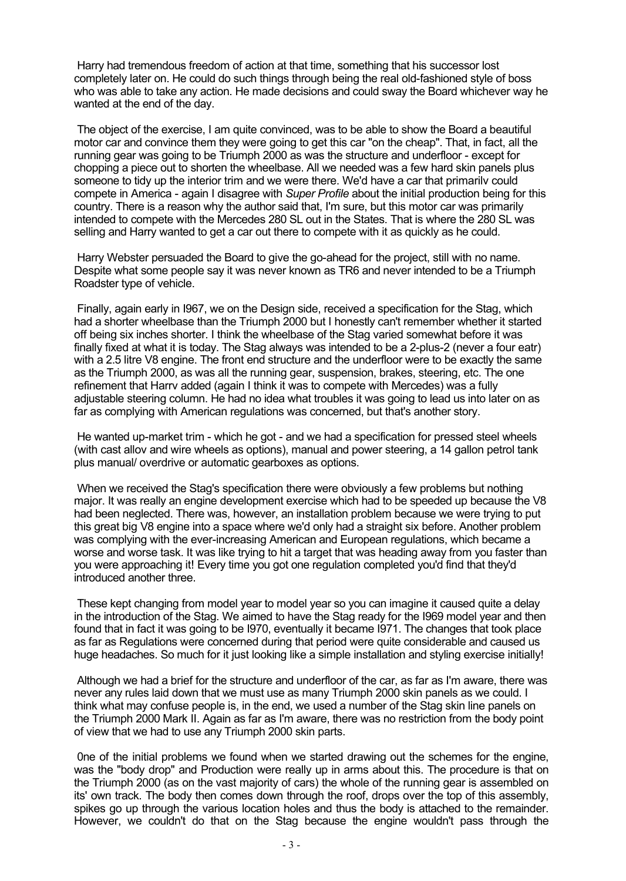Harry had tremendous freedom of action at that time, something that his successor lost completely later on. He could do such things through being the real old-fashioned style of boss who was able to take any action. He made decisions and could sway the Board whichever way he wanted at the end of the day.

The object of the exercise, I am quite convinced, was to be able to show the Board a beautiful motor car and convince them they were going to get this car "on the cheap". That, in fact, all the running gear was going to be Triumph 2000 as was the structure and underfloor - except for chopping a piece out to shorten the wheelbase. All we needed was a few hard skin panels plus someone to tidy up the interior trim and we were there. We'd have a car that primarilv could compete in America - again I disagree with *Super Profile* about the initial production being for this country. There is a reason why the author said that, I'm sure, but this motor car was primarily intended to compete with the Mercedes 280 SL out in the States. That is where the 280 SL was selling and Harry wanted to get a car out there to compete with it as quickly as he could.

Harry Webster persuaded the Board to give the go-ahead for the project, still with no name. Despite what some people say it was never known as TR6 and never intended to be a Triumph Roadster type of vehicle.

Finally, again early in I967, we on the Design side, received a specification for the Stag, which had a shorter wheelbase than the Triumph 2000 but I honestly can't remember whether it started off being six inches shorter. I think the wheelbase of the Stag varied somewhat before it was finally fixed at what it is today. The Stag always was intended to be a 2-plus-2 (never a four eatr) with a 2.5 litre V8 engine. The front end structure and the underfloor were to be exactly the same as the Triumph 2000, as was all the running gear, suspension, brakes, steering, etc. The one refinement that Harrv added (again I think it was to compete with Mercedes) was a fully adjustable steering column. He had no idea what troubles it was going to lead us into later on as far as complying with American regulations was concerned, but that's another story.

He wanted up-market trim - which he got - and we had a specification for pressed steel wheels (with cast allov and wire wheels as options), manual and power steering, a 14 gallon petrol tank plus manual/ overdrive or automatic gearboxes as options.

When we received the Stag's specification there were obviously a few problems but nothing major. It was really an engine development exercise which had to be speeded up because the V8 had been neglected. There was, however, an installation problem because we were trying to put this great big V8 engine into a space where we'd only had a straight six before. Another problem was complying with the ever-increasing American and European regulations, which became a worse and worse task. It was like trying to hit a target that was heading away from you faster than you were approaching it! Every time you got one regulation completed you'd find that they'd introduced another three.

These kept changing from model year to model year so you can imagine it caused quite a delay in the introduction of the Stag. We aimed to have the Stag ready for the I969 model year and then found that in fact it was going to be I970, eventually it became I971. The changes that took place as far as Regulations were concerned during that period were quite considerable and caused us huge headaches. So much for it just looking like a simple installation and styling exercise initially!

Although we had a brief for the structure and underfloor of the car, as far as I'm aware, there was never any rules laid down that we must use as many Triumph 2000 skin panels as we could. I think what may confuse people is, in the end, we used a number of the Stag skin line panels on the Triumph 2000 Mark II. Again as far as I'm aware, there was no restriction from the body point of view that we had to use any Triumph 2000 skin parts.

0ne of the initial problems we found when we started drawing out the schemes for the engine, was the "body drop" and Production were really up in arms about this. The procedure is that on the Triumph 2000 (as on the vast majority of cars) the whole of the running gear is assembled on its' own track. The body then comes down through the roof, drops over the top of this assembly, spikes go up through the various location holes and thus the body is attached to the remainder. However, we couldn't do that on the Stag because the engine wouldn't pass through the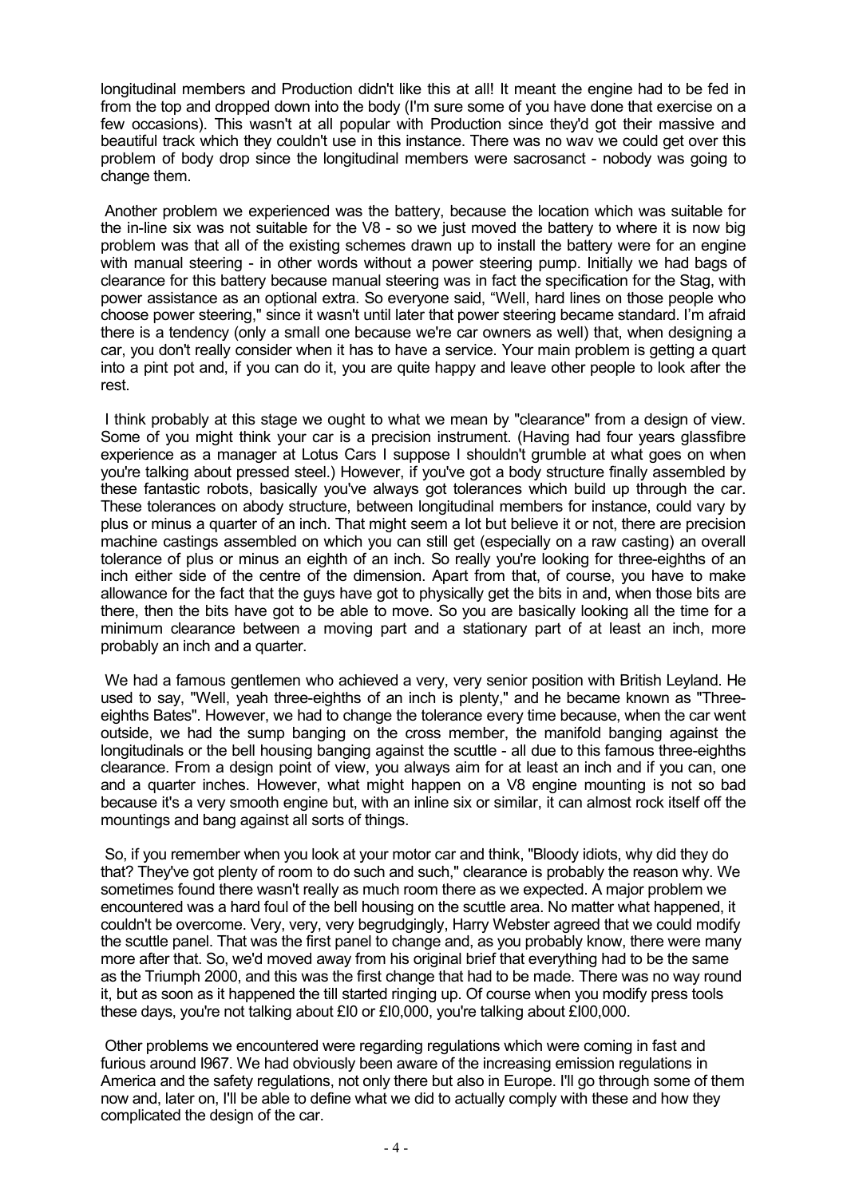longitudinal members and Production didn't like this at all! It meant the engine had to be fed in from the top and dropped down into the body (I'm sure some of you have done that exercise on a few occasions). This wasn't at all popular with Production since they'd got their massive and beautiful track which they couldn't use in this instance. There was no wav we could get over this problem of body drop since the longitudinal members were sacrosanct - nobody was going to change them.

Another problem we experienced was the battery, because the location which was suitable for the in-line six was not suitable for the V8 - so we just moved the battery to where it is now big problem was that all of the existing schemes drawn up to install the battery were for an engine with manual steering - in other words without a power steering pump. Initially we had bags of clearance for this battery because manual steering was in fact the specification for the Stag, with power assistance as an optional extra. So everyone said, "Well, hard lines on those people who choose power steering," since it wasn't until later that power steering became standard. I'm afraid there is a tendency (only a small one because we're car owners as well) that, when designing a car, you don't really consider when it has to have a service. Your main problem is getting a quart into a pint pot and, if you can do it, you are quite happy and leave other people to look after the rest.

I think probably at this stage we ought to what we mean by "clearance" from a design of view. Some of you might think your car is a precision instrument. (Having had four years glassfibre experience as a manager at Lotus Cars I suppose I shouldn't grumble at what goes on when you're talking about pressed steel.) However, if you've got a body structure finally assembled by these fantastic robots, basically you've always got tolerances which build up through the car. These tolerances on abody structure, between longitudinal members for instance, could vary by plus or minus a quarter of an inch. That might seem a lot but believe it or not, there are precision machine castings assembled on which you can still get (especially on a raw casting) an overall tolerance of plus or minus an eighth of an inch. So really you're looking for three-eighths of an inch either side of the centre of the dimension. Apart from that, of course, you have to make allowance for the fact that the guys have got to physically get the bits in and, when those bits are there, then the bits have got to be able to move. So you are basically looking all the time for a minimum clearance between a moving part and a stationary part of at least an inch, more probably an inch and a quarter.

We had a famous gentlemen who achieved a very, very senior position with British Leyland. He used to say, "Well, yeah three-eighths of an inch is plenty," and he became known as "Three-eighths Bates". However, we had to change the tolerance every time because, when the car went outside, we had the sump banging on the cross member, the manifold banging against the longitudinals or the bell housing banging against the scuttle - all due to this famous three-eighths clearance. From a design point of view, you always aim for at least an inch and if you can, one and a quarter inches. However, what might happen on a V8 engine mounting is not so bad because it's a very smooth engine but, with an inline six or similar, it can almost rock itself off the mountings and bang against all sorts of things.

So, if you remember when you look at your motor car and think, "Bloody idiots, why did they do that? They've got plenty of room to do such and such," clearance is probably the reason why. We sometimes found there wasn't really as much room there as we expected. A major problem we encountered was a hard foul of the bell housing on the scuttle area. No matter what happened, it couldn't be overcome. Very, very, very begrudgingly, Harry Webster agreed that we could modify the scuttle panel. That was the first panel to change and, as you probably know, there were many more after that. So, we'd moved away from his original brief that everything had to be the same as the Triumph 2000, and this was the first change that had to be made. There was no way round it, but as soon as it happened the till started ringing up. Of course when you modify press tools these days, you're not talking about £l0 or £l0,000, you're talking about £l00,000.

Other problems we encountered were regarding regulations which were coming in fast and furious around l967. We had obviously been aware of the increasing emission regulations in America and the safety regulations, not only there but also in Europe. I'll go through some of them now and, later on, I'll be able to define what we did to actually comply with these and how they complicated the design of the car.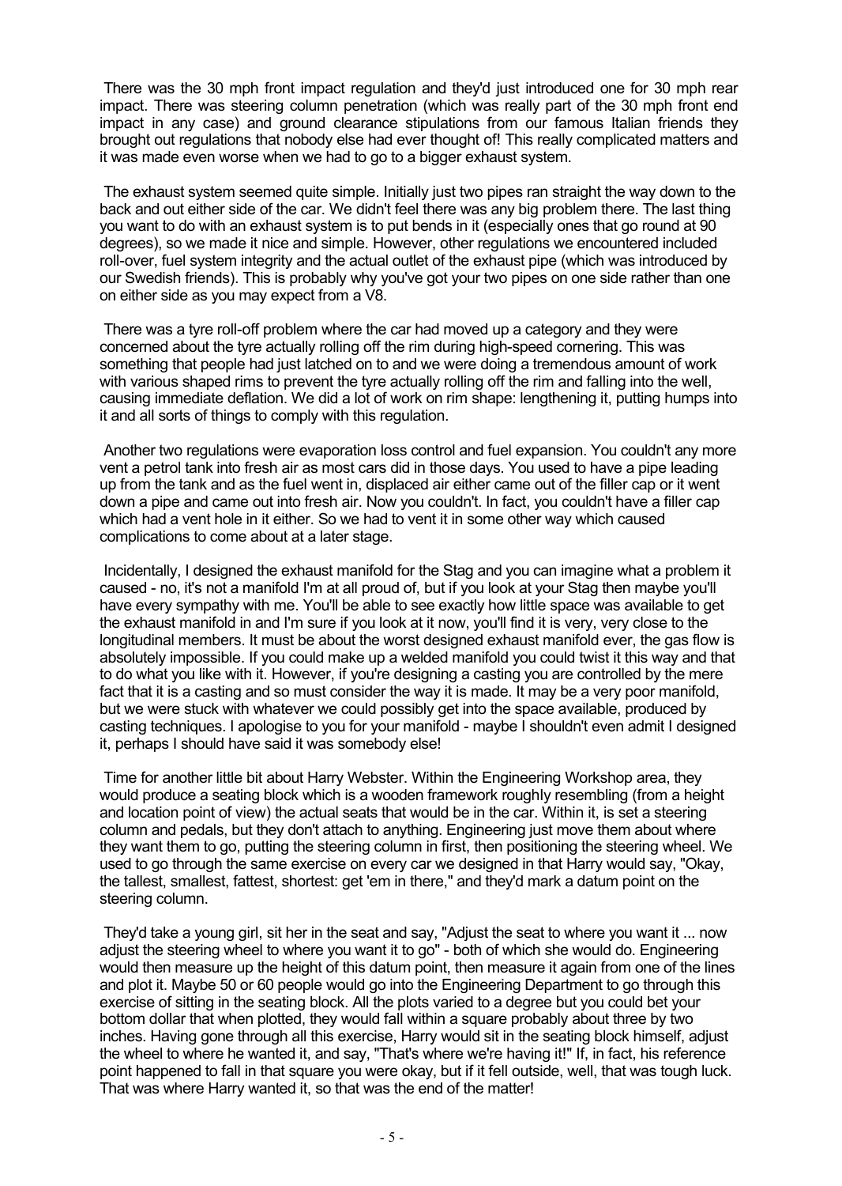There was the 30 mph front impact regulation and they'd just introduced one for 30 mph rear impact. There was steering column penetration (which was really part of the 30 mph front end impact in any case) and ground clearance stipulations from our famous Italian friends they brought out regulations that nobody else had ever thought of! This really complicated matters and it was made even worse when we had to go to a bigger exhaust system.

The exhaust system seemed quite simple. Initially just two pipes ran straight the way down to the back and out either side of the car. We didn't feel there was any big problem there. The last thing you want to do with an exhaust system is to put bends in it (especially ones that go round at 90 degrees), so we made it nice and simple. However, other regulations we encountered included roll-over, fuel system integrity and the actual outlet of the exhaust pipe (which was introduced by our Swedish friends). This is probably why you've got your two pipes on one side rather than one on either side as you may expect from a V8.

There was a tyre roll-off problem where the car had moved up a category and they were concerned about the tyre actually rolling off the rim during high-speed cornering. This was something that people had just latched on to and we were doing a tremendous amount of work with various shaped rims to prevent the tyre actually rolling off the rim and falling into the well, causing immediate deflation. We did a lot of work on rim shape: lengthening it, putting humps into it and all sorts of things to comply with this regulation.

Another two regulations were evaporation loss control and fuel expansion. You couldn't any more vent a petrol tank into fresh air as most cars did in those days. You used to have a pipe leading up from the tank and as the fuel went in, displaced air either came out of the filler cap or it went down a pipe and came out into fresh air. Now you couldn't. In fact, you couldn't have a filler cap which had a vent hole in it either. So we had to vent it in some other way which caused complications to come about at a later stage.

Incidentally, I designed the exhaust manifold for the Stag and you can imagine what a problem it caused - no, it's not a manifold I'm at all proud of, but if you look at your Stag then maybe you'll have every sympathy with me. You'll be able to see exactly how little space was available to get the exhaust manifold in and I'm sure if you look at it now, you'll find it is very, very close to the longitudinal members. It must be about the worst designed exhaust manifold ever, the gas flow is absolutely impossible. If you could make up a welded manifold you could twist it this way and that to do what you like with it. However, if you're designing a casting you are controlled by the mere fact that it is a casting and so must consider the way it is made. It may be a very poor manifold, but we were stuck with whatever we could possibly get into the space available, produced by casting techniques. I apologise to you for your manifold - maybe I shouldn't even admit I designed it, perhaps I should have said it was somebody else!

Time for another little bit about Harry Webster. Within the Engineering Workshop area, they would produce a seating block which is a wooden framework roughly resembling (from a height and location point of view) the actual seats that would be in the car. Within it, is set a steering column and pedals, but they don't attach to anything. Engineering just move them about where they want them to go, putting the steering column in first, then positioning the steering wheel. We used to go through the same exercise on every car we designed in that Harry would say, "Okay, the tallest, smallest, fattest, shortest: get 'em in there," and they'd mark a datum point on the steering column.

They'd take a young girl, sit her in the seat and say, "Adjust the seat to where you want it ... now adjust the steering wheel to where you want it to go" - both of which she would do. Engineering would then measure up the height of this datum point, then measure it again from one of the lines and plot it. Maybe 50 or 60 people would go into the Engineering Department to go through this exercise of sitting in the seating block. All the plots varied to a degree but you could bet your bottom dollar that when plotted, they would fall within a square probably about three by two inches. Having gone through all this exercise, Harry would sit in the seating block himself, adjust the wheel to where he wanted it, and say, "That's where we're having it!" If, in fact, his reference point happened to fall in that square you were okay, but if it fell outside, well, that was tough luck. That was where Harry wanted it, so that was the end of the matter!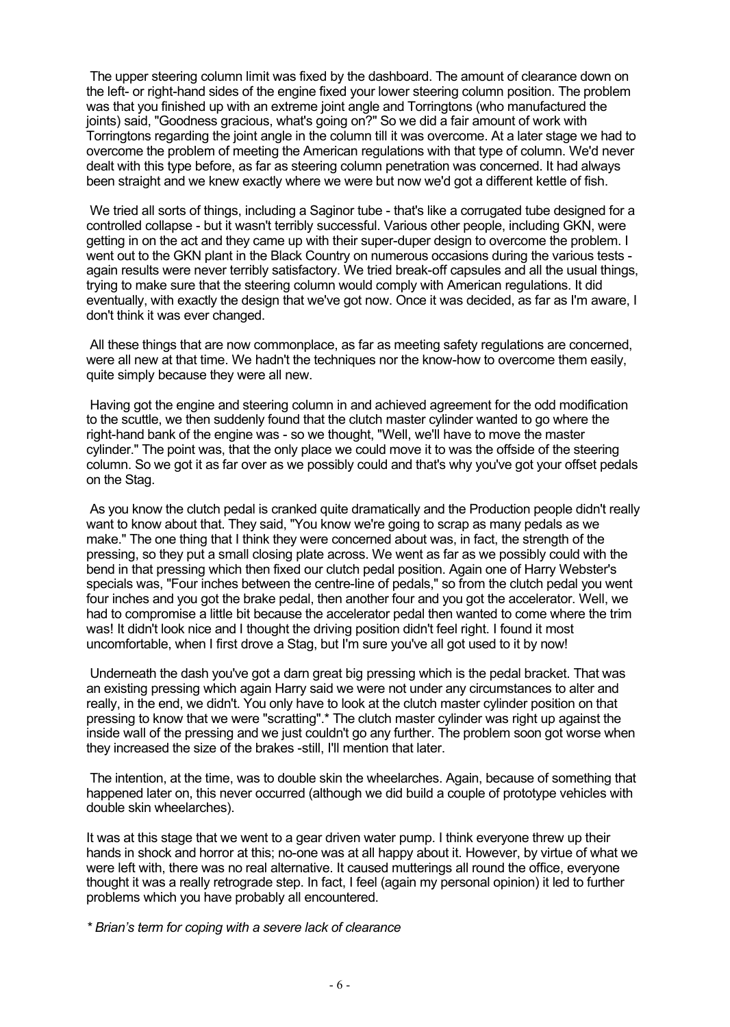The upper steering column limit was fixed by the dashboard. The amount of clearance down on the left- or right-hand sides of the engine fixed your lower steering column position. The problem was that you finished up with an extreme joint angle and Torringtons (who manufactured the joints) said, "Goodness gracious, what's going on?" So we did a fair amount of work with Torringtons regarding the joint angle in the column till it was overcome. At a later stage we had to overcome the problem of meeting the American regulations with that type of column. We'd never dealt with this type before, as far as steering column penetration was concerned. It had always been straight and we knew exactly where we were but now we'd got a different kettle of fish.

We tried all sorts of things, including a Saginor tube - that's like a corrugated tube designed for a controlled collapse - but it wasn't terribly successful. Various other people, including GKN, were getting in on the act and they came up with their super-duper design to overcome the problem. I went out to the GKN plant in the Black Country on numerous occasions during the various tests - again results were never terribly satisfactory. We tried break-off capsules and all the usual things, trying to make sure that the steering column would comply with American regulations. It did eventually, with exactly the design that we've got now. Once it was decided, as far as I'm aware, I don't think it was ever changed.

All these things that are now commonplace, as far as meeting safety regulations are concerned, were all new at that time. We hadn't the techniques nor the know-how to overcome them easily, quite simply because they were all new.

Having got the engine and steering column in and achieved agreement for the odd modification to the scuttle, we then suddenly found that the clutch master cylinder wanted to go where the right-hand bank of the engine was - so we thought, "Well, we'll have to move the master cylinder." The point was, that the only place we could move it to was the offside of the steering column. So we got it as far over as we possibly could and that's why you've got your offset pedals on the Stag.

As you know the clutch pedal is cranked quite dramatically and the Production people didn't really want to know about that. They said, "You know we're going to scrap as many pedals as we make." The one thing that I think they were concerned about was, in fact, the strength of the pressing, so they put a small closing plate across. We went as far as we possibly could with the bend in that pressing which then fixed our clutch pedal position. Again one of Harry Webster's specials was, "Four inches between the centre-line of pedals," so from the clutch pedal you went four inches and you got the brake pedal, then another four and you got the accelerator. Well, we had to compromise a little bit because the accelerator pedal then wanted to come where the trim was! It didn't look nice and I thought the driving position didn't feel right. I found it most uncomfortable, when I first drove a Stag, but I'm sure you've all got used to it by now!

Underneath the dash you've got a darn great big pressing which is the pedal bracket. That was an existing pressing which again Harry said we were not under any circumstances to alter and really, in the end, we didn't. You only have to look at the clutch master cylinder position on that pressing to know that we were "scratting".* The clutch master cylinder was right up against the inside wall of the pressing and we just couldn't go any further. The problem soon got worse when they increased the size of the brakes -still, I'll mention that later.

The intention, at the time, was to double skin the wheelarches. Again, because of something that happened later on, this never occurred (although we did build a couple of prototype vehicles with double skin wheelarches).

It was at this stage that we went to a gear driven water pump. I think everyone threw up their hands in shock and horror at this; no-one was at all happy about it. However, by virtue of what we were left with, there was no real alternative. It caused mutterings all round the office, everyone thought it was a really retrograde step. In fact, I feel (again my personal opinion) it led to further problems which you have probably all encountered.

*\* Brian's term for coping with a severe lack of clearance*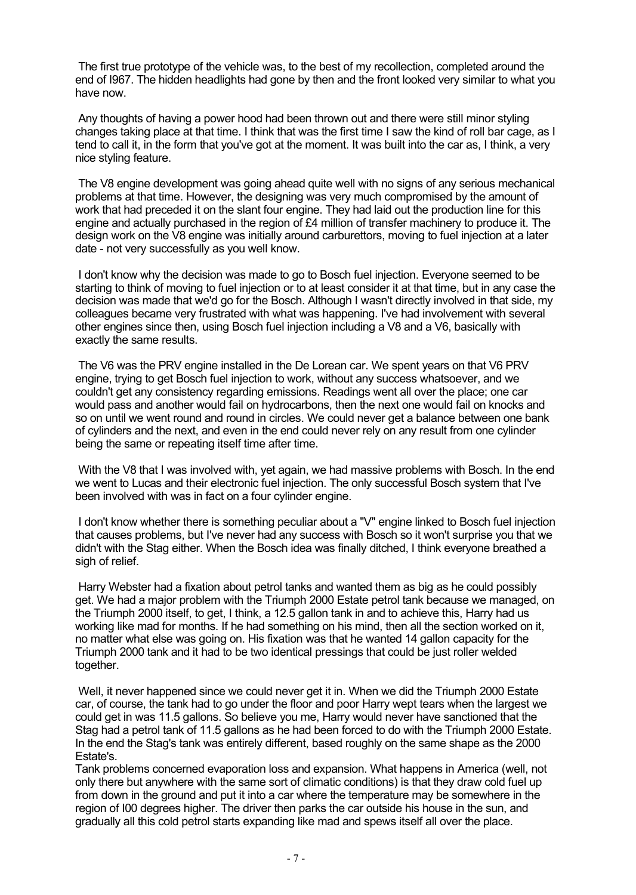The first true prototype of the vehicle was, to the best of my recollection, completed around the end of I967. The hidden headlights had gone by then and the front looked very similar to what you have now.

Any thoughts of having a power hood had been thrown out and there were still minor styling changes taking place at that time. I think that was the first time I saw the kind of roll bar cage, as I tend to call it, in the form that you've got at the moment. It was built into the car as, I think, a very nice styling feature.

The V8 engine development was going ahead quite well with no signs of any serious mechanical problems at that time. However, the designing was very much compromised by the amount of work that had preceded it on the slant four engine. They had laid out the production line for this engine and actually purchased in the region of £4 million of transfer machinery to produce it. The design work on the V8 engine was initially around carburettors, moving to fuel injection at a later date - not very successfully as you well know.

I don't know why the decision was made to go to Bosch fuel injection. Everyone seemed to be starting to think of moving to fuel injection or to at least consider it at that time, but in any case the decision was made that we'd go for the Bosch. Although I wasn't directly involved in that side, my colleagues became very frustrated with what was happening. I've had involvement with several other engines since then, using Bosch fuel injection including a V8 and a V6, basically with exactly the same results.

The V6 was the PRV engine installed in the De Lorean car. We spent years on that V6 PRV engine, trying to get Bosch fuel injection to work, without any success whatsoever, and we couldn't get any consistency regarding emissions. Readings went all over the place; one car would pass and another would fail on hydrocarbons, then the next one would fail on knocks and so on until we went round and round in circles. We could never get a balance between one bank of cylinders and the next, and even in the end could never rely on any result from one cylinder being the same or repeating itself time after time.

With the V8 that I was involved with, yet again, we had massive problems with Bosch. In the end we went to Lucas and their electronic fuel injection. The only successful Bosch system that I've been involved with was in fact on a four cylinder engine.

I don't know whether there is something peculiar about a "V" engine linked to Bosch fuel injection that causes problems, but I've never had any success with Bosch so it won't surprise you that we didn't with the Stag either. When the Bosch idea was finally ditched, I think everyone breathed a sigh of relief.

Harry Webster had a fixation about petrol tanks and wanted them as big as he could possibly get. We had a major problem with the Triumph 2000 Estate petrol tank because we managed, on the Triumph 2000 itself, to get, I think, a 12.5 gallon tank in and to achieve this, Harry had us working like mad for months. If he had something on his mind, then all the section worked on it, no matter what else was going on. His fixation was that he wanted 14 gallon capacity for the Triumph 2000 tank and it had to be two identical pressings that could be just roller welded together.

Well, it never happened since we could never get it in. When we did the Triumph 2000 Estate car, of course, the tank had to go under the floor and poor Harry wept tears when the largest we could get in was 11.5 gallons. So believe you me, Harry would never have sanctioned that the Stag had a petrol tank of 11.5 gallons as he had been forced to do with the Triumph 2000 Estate. In the end the Stag's tank was entirely different, based roughly on the same shape as the 2000 Estate's.

Tank problems concerned evaporation loss and expansion. What happens in America (well, not only there but anywhere with the same sort of climatic conditions) is that they draw cold fuel up from down in the ground and put it into a car where the temperature may be somewhere in the region of I00 degrees higher. The driver then parks the car outside his house in the sun, and gradually all this cold petrol starts expanding like mad and spews itself all over the place.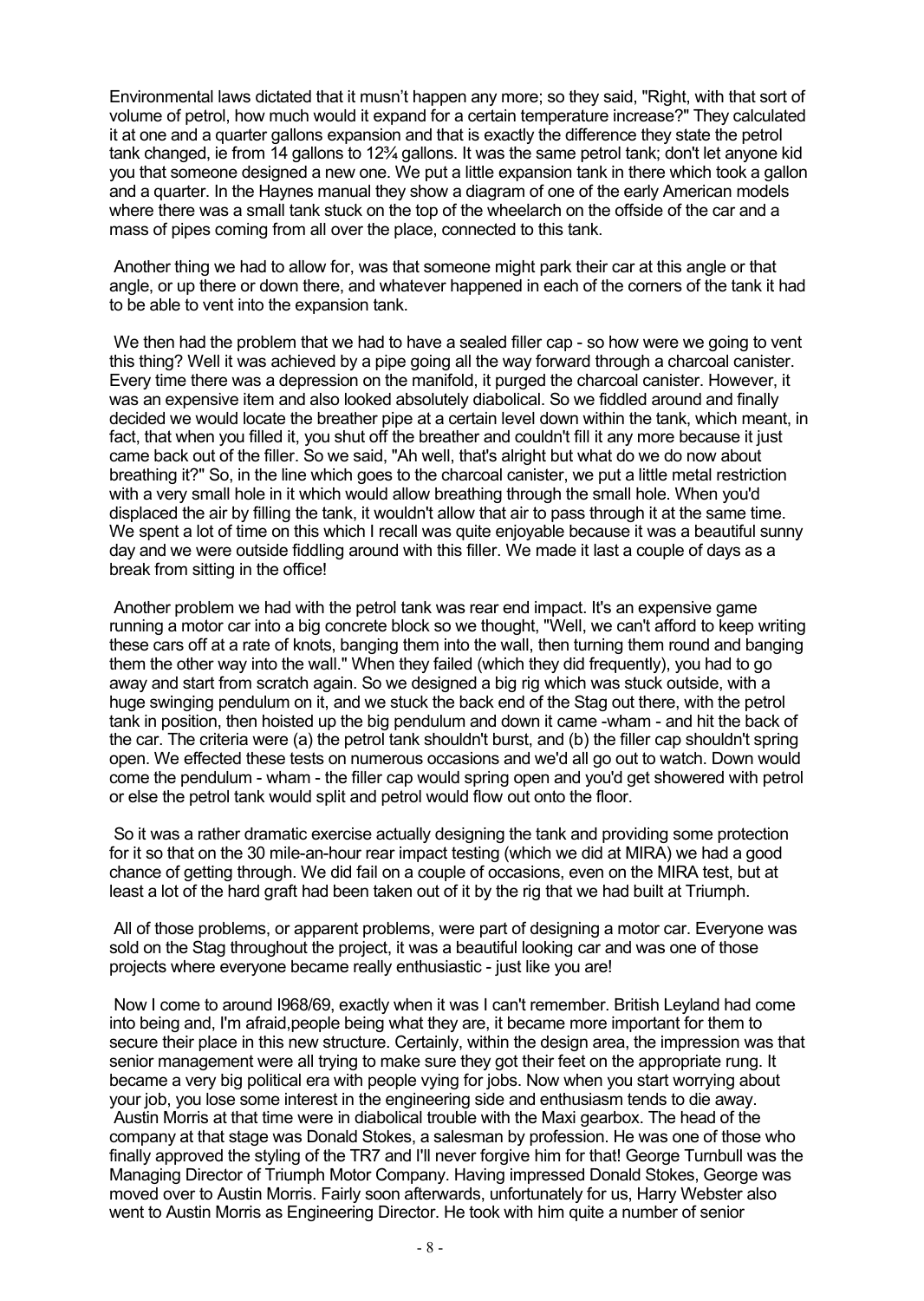Environmental laws dictated that it musn't happen any more; so they said, "Right, with that sort of volume of petrol, how much would it expand for a certain temperature increase?" They calculated it at one and a quarter gallons expansion and that is exactly the difference they state the petrol tank changed, ie from 14 gallons to 12¾ gallons. It was the same petrol tank; don't let anyone kid you that someone designed a new one. We put a little expansion tank in there which took a gallon and a quarter. In the Haynes manual they show a diagram of one of the early American models where there was a small tank stuck on the top of the wheelarch on the offside of the car and a mass of pipes coming from all over the place, connected to this tank.

Another thing we had to allow for, was that someone might park their car at this angle or that angle, or up there or down there, and whatever happened in each of the corners of the tank it had to be able to vent into the expansion tank.

We then had the problem that we had to have a sealed filler cap - so how were we going to vent this thing? Well it was achieved by a pipe going all the way forward through a charcoal canister. Every time there was a depression on the manifold, it purged the charcoal canister. However, it was an expensive item and also looked absolutely diabolical. So we fiddled around and finally decided we would locate the breather pipe at a certain level down within the tank, which meant, in fact, that when you filled it, you shut off the breather and couldn't fill it any more because it just came back out of the filler. So we said, "Ah well, that's alright but what do we do now about breathing it?" So, in the line which goes to the charcoal canister, we put a little metal restriction with a very small hole in it which would allow breathing through the small hole. When you'd displaced the air by filling the tank, it wouldn't allow that air to pass through it at the same time. We spent a lot of time on this which I recall was quite enjoyable because it was a beautiful sunny day and we were outside fiddling around with this filler. We made it last a couple of days as a break from sitting in the office!

Another problem we had with the petrol tank was rear end impact. It's an expensive game running a motor car into a big concrete block so we thought, "Well, we can't afford to keep writing these cars off at a rate of knots, banging them into the wall, then turning them round and banging them the other way into the wall." When they failed (which they did frequently), you had to go away and start from scratch again. So we designed a big rig which was stuck outside, with a huge swinging pendulum on it, and we stuck the back end of the Stag out there, with the petrol tank in position, then hoisted up the big pendulum and down it came -wham - and hit the back of the car. The criteria were (a) the petrol tank shouldn't burst, and (b) the filler cap shouldn't spring open. We effected these tests on numerous occasions and we'd all go out to watch. Down would come the pendulum - wham - the filler cap would spring open and you'd get showered with petrol or else the petrol tank would split and petrol would flow out onto the floor.

So it was a rather dramatic exercise actually designing the tank and providing some protection for it so that on the 30 mile-an-hour rear impact testing (which we did at MIRA) we had a good chance of getting through. We did fail on a couple of occasions, even on the MIRA test, but at least a lot of the hard graft had been taken out of it by the rig that we had built at Triumph.

All of those problems, or apparent problems, were part of designing a motor car. Everyone was sold on the Stag throughout the project, it was a beautiful looking car and was one of those projects where everyone became really enthusiastic - just like you are!

Now I come to around l968/69, exactly when it was I can't remember. British Leyland had come into being and, I'm afraid,people being what they are, it became more important for them to secure their place in this new structure. Certainly, within the design area, the impression was that senior management were all trying to make sure they got their feet on the appropriate rung. It became a very big political era with people vying for jobs. Now when you start worrying about your job, you lose some interest in the engineering side and enthusiasm tends to die away. Austin Morris at that time were in diabolical trouble with the Maxi gearbox. The head of the company at that stage was Donald Stokes, a salesman by profession. He was one of those who finally approved the styling of the TR7 and I'll never forgive him for that! George Turnbull was the Managing Director of Triumph Motor Company. Having impressed Donald Stokes, George was moved over to Austin Morris. Fairly soon afterwards, unfortunately for us, Harry Webster also went to Austin Morris as Engineering Director. He took with him quite a number of senior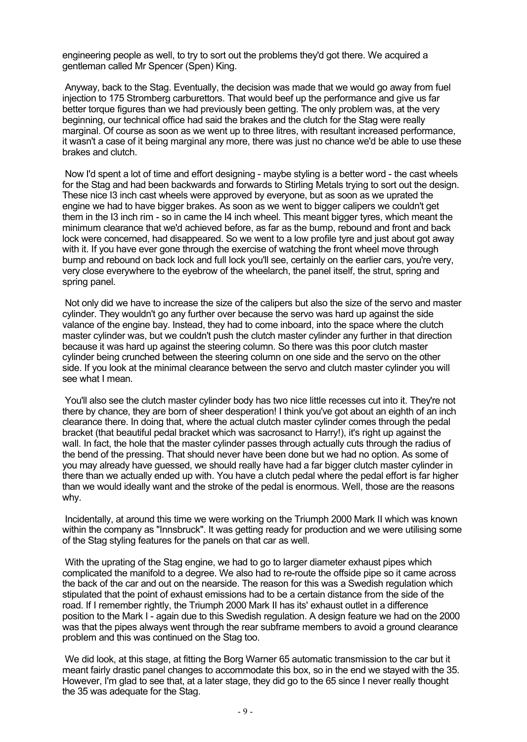engineering people as well, to try to sort out the problems they'd got there. We acquired a gentleman called Mr Spencer (Spen) King.

Anyway, back to the Stag. Eventually, the decision was made that we would go away from fuel injection to 175 Stromberg carburettors. That would beef up the performance and give us far better torque figures than we had previously been getting. The only problem was, at the very beginning, our technical office had said the brakes and the clutch for the Stag were really marginal. Of course as soon as we went up to three litres, with resultant increased performance, it wasn't a case of it being marginal any more, there was just no chance we'd be able to use these brakes and clutch.

Now I'd spent a lot of time and effort designing - maybe styling is a better word - the cast wheels for the Stag and had been backwards and forwards to Stirling Metals trying to sort out the design. These nice I3 inch cast wheels were approved by everyone, but as soon as we uprated the engine we had to have bigger brakes. As soon as we went to bigger calipers we couldn't get them in the I3 inch rim - so in came the I4 inch wheel. This meant bigger tyres, which meant the minimum clearance that we'd achieved before, as far as the bump, rebound and front and back lock were concerned, had disappeared. So we went to a low profile tyre and just about got away with it. If you have ever gone through the exercise of watching the front wheel move through bump and rebound on back lock and full lock you'll see, certainly on the earlier cars, you're very, very close everywhere to the eyebrow of the wheelarch, the panel itself, the strut, spring and spring panel.

Not only did we have to increase the size of the calipers but also the size of the servo and master cylinder. They wouldn't go any further over because the servo was hard up against the side valance of the engine bay. Instead, they had to come inboard, into the space where the clutch master cylinder was, but we couldn't push the clutch master cylinder any further in that direction because it was hard up against the steering column. So there was this poor clutch master cylinder being crunched between the steering column on one side and the servo on the other side. If you look at the minimal clearance between the servo and clutch master cylinder you will see what I mean.

You'll also see the clutch master cylinder body has two nice little recesses cut into it. They're not there by chance, they are born of sheer desperation! I think you've got about an eighth of an inch clearance there. In doing that, where the actual clutch master cylinder comes through the pedal bracket (that beautiful pedal bracket which was sacrosanct to Harry!), it's right up against the wall. In fact, the hole that the master cylinder passes through actually cuts through the radius of the bend of the pressing. That should never have been done but we had no option. As some of you may already have guessed, we should really have had a far bigger clutch master cylinder in there than we actually ended up with. You have a clutch pedal where the pedal effort is far higher than we would ideally want and the stroke of the pedal is enormous. Well, those are the reasons why.

Incidentally, at around this time we were working on the Triumph 2000 Mark II which was known within the company as "Innsbruck". It was getting ready for production and we were utilising some of the Stag styling features for the panels on that car as well.

With the uprating of the Stag engine, we had to go to larger diameter exhaust pipes which complicated the manifold to a degree. We also had to re-route the offside pipe so it came across the back of the car and out on the nearside. The reason for this was a Swedish regulation which stipulated that the point of exhaust emissions had to be a certain distance from the side of the road. If I remember rightly, the Triumph 2000 Mark II has its' exhaust outlet in a difference position to the Mark I - again due to this Swedish regulation. A design feature we had on the 2000 was that the pipes always went through the rear subframe members to avoid a ground clearance problem and this was continued on the Stag too.

We did look, at this stage, at fitting the Borg Warner 65 automatic transmission to the car but it meant fairly drastic panel changes to accommodate this box, so in the end we stayed with the 35. However, I'm glad to see that, at a later stage, they did go to the 65 since I never really thought the 35 was adequate for the Stag.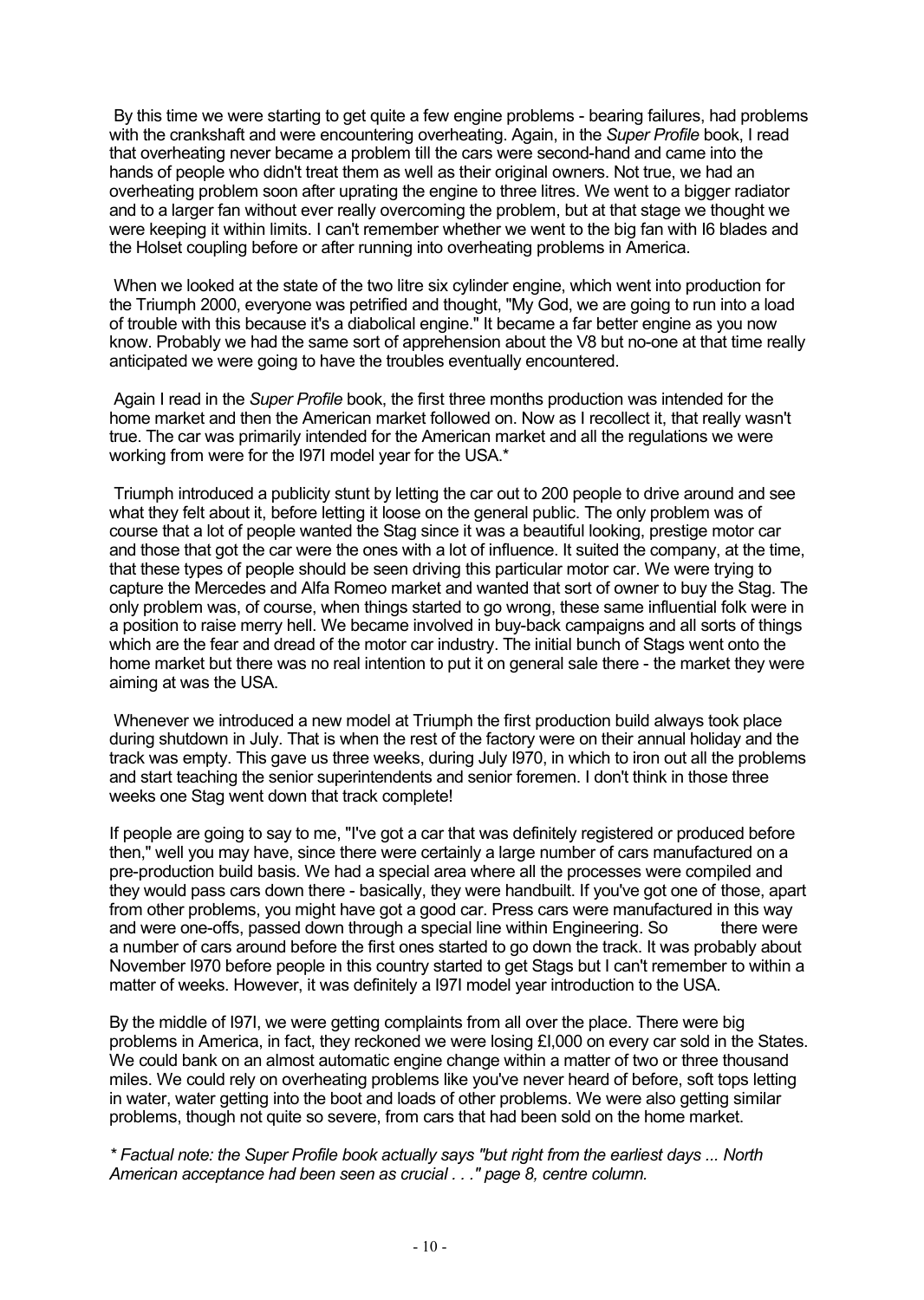By this time we were starting to get quite a few engine problems - bearing failures, had problems with the crankshaft and were encountering overheating. Again, in the *Super Profile* book, I read that overheating never became a problem till the cars were second-hand and came into the hands of people who didn't treat them as well as their original owners. Not true, we had an overheating problem soon after uprating the engine to three litres. We went to a bigger radiator and to a larger fan without ever really overcoming the problem, but at that stage we thought we were keeping it within limits. I can't remember whether we went to the big fan with I6 blades and the Holset coupling before or after running into overheating problems in America.

When we looked at the state of the two litre six cylinder engine, which went into production for the Triumph 2000, everyone was petrified and thought, "My God, we are going to run into a load of trouble with this because it's a diabolical engine." It became a far better engine as you now know. Probably we had the same sort of apprehension about the V8 but no-one at that time really anticipated we were going to have the troubles eventually encountered.

Again I read in the *Super Profile* book, the first three months production was intended for the home market and then the American market followed on. Now as I recollect it, that really wasn't true. The car was primarily intended for the American market and all the regulations we were working from were for the I97I model year for the USA.*

Triumph introduced a publicity stunt by letting the car out to 200 people to drive around and see what they felt about it, before letting it loose on the general public. The only problem was of course that a lot of people wanted the Stag since it was a beautiful looking, prestige motor car and those that got the car were the ones with a lot of influence. It suited the company, at the time, that these types of people should be seen driving this particular motor car. We were trying to capture the Mercedes and Alfa Romeo market and wanted that sort of owner to buy the Stag. The only problem was, of course, when things started to go wrong, these same influential folk were in a position to raise merry hell. We became involved in buy-back campaigns and all sorts of things which are the fear and dread of the motor car industry. The initial bunch of Stags went onto the home market but there was no real intention to put it on general sale there - the market they were aiming at was the USA.

Whenever we introduced a new model at Triumph the first production build always took place during shutdown in July. That is when the rest of the factory were on their annual holiday and the track was empty. This gave us three weeks, during July I970, in which to iron out all the problems and start teaching the senior superintendents and senior foremen. I don't think in those three weeks one Stag went down that track complete!

If people are going to say to me, "I've got a car that was definitely registered or produced before then," well you may have, since there were certainly a large number of cars manufactured on a pre-production build basis. We had a special area where all the processes were compiled and they would pass cars down there - basically, they were handbuilt. If you've got one of those, apart from other problems, you might have got a good car. Press cars were manufactured in this way and were one-offs, passed down through a special line within Engineering. So there were a number of cars around before the first ones started to go down the track. It was probably about November I970 before people in this country started to get Stags but I can't remember to within a matter of weeks. However, it was definitely a I97I model year introduction to the USA.

By the middle of I97I, we were getting complaints from all over the place. There were big problems in America, in fact, they reckoned we were losing £I,000 on every car sold in the States. We could bank on an almost automatic engine change within a matter of two or three thousand miles. We could rely on overheating problems like you've never heard of before, soft tops letting in water, water getting into the boot and loads of other problems. We were also getting similar problems, though not quite so severe, from cars that had been sold on the home market.

*\* Factual note: the Super Profile book actually says "but right from the earliest days ... North American acceptance had been seen as crucial . . ." page 8, centre column.*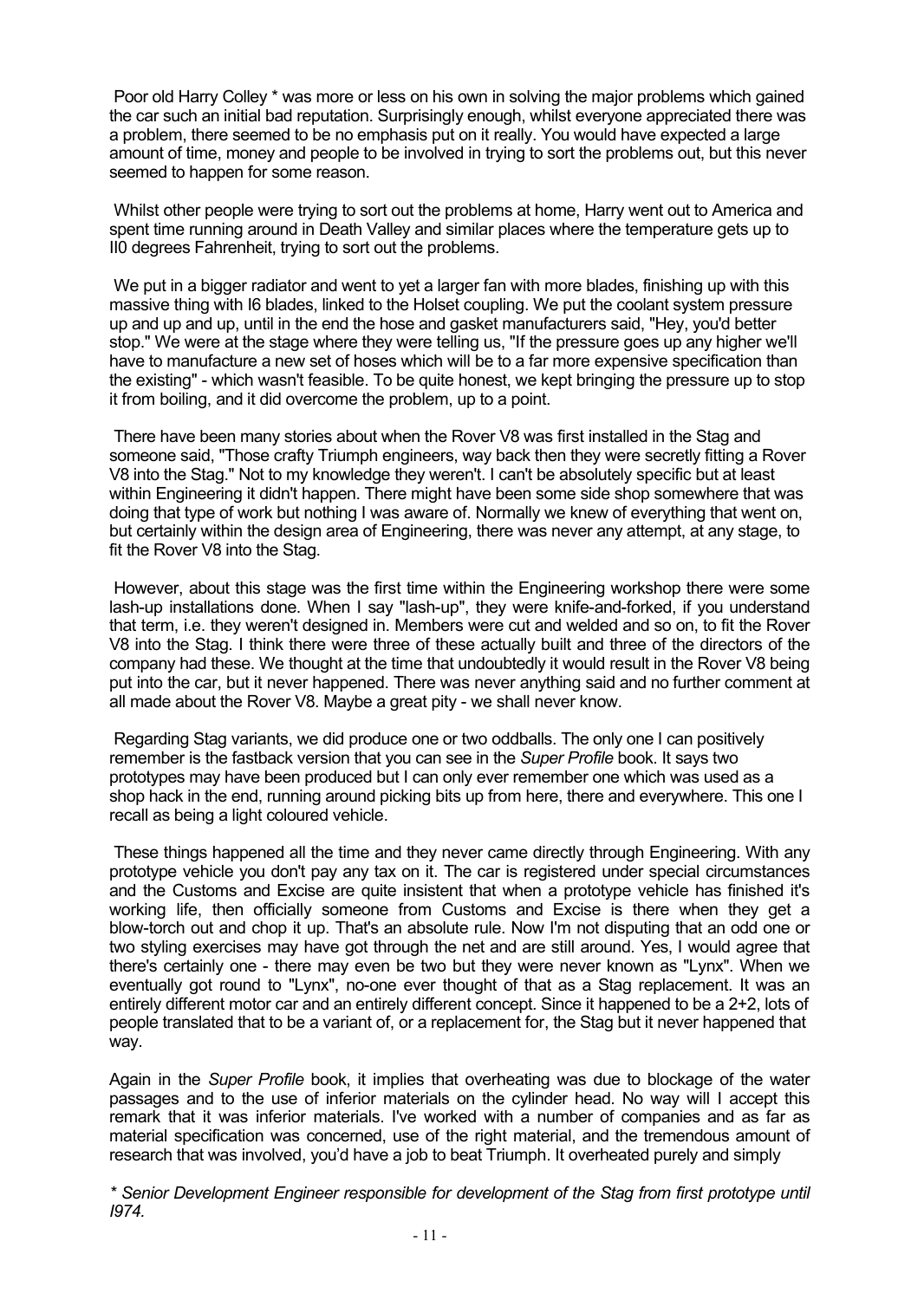Poor old Harry Colley * was more or less on his own in solving the major problems which gained the car such an initial bad reputation. Surprisingly enough, whilst everyone appreciated there was a problem, there seemed to be no emphasis put on it really. You would have expected a large amount of time, money and people to be involved in trying to sort the problems out, but this never seemed to happen for some reason.

Whilst other people were trying to sort out the problems at home, Harry went out to America and spent time running around in Death Valley and similar places where the temperature gets up to II0 degrees Fahrenheit, trying to sort out the problems.

We put in a bigger radiator and went to yet a larger fan with more blades, finishing up with this massive thing with I6 blades, linked to the Holset coupling. We put the coolant system pressure up and up and up, until in the end the hose and gasket manufacturers said, "Hey, you'd better stop." We were at the stage where they were telling us, "If the pressure goes up any higher we'll have to manufacture a new set of hoses which will be to a far more expensive specification than the existing" - which wasn't feasible. To be quite honest, we kept bringing the pressure up to stop it from boiling, and it did overcome the problem, up to a point.

There have been many stories about when the Rover V8 was first installed in the Stag and someone said, "Those crafty Triumph engineers, way back then they were secretly fitting a Rover V8 into the Stag." Not to my knowledge they weren't. I can't be absolutely specific but at least within Engineering it didn't happen. There might have been some side shop somewhere that was doing that type of work but nothing I was aware of. Normally we knew of everything that went on, but certainly within the design area of Engineering, there was never any attempt, at any stage, to fit the Rover V8 into the Stag.

However, about this stage was the first time within the Engineering workshop there were some lash-up installations done. When I say "lash-up", they were knife-and-forked, if you understand that term, i.e. they weren't designed in. Members were cut and welded and so on, to fit the Rover V8 into the Stag. I think there were three of these actually built and three of the directors of the company had these. We thought at the time that undoubtedly it would result in the Rover V8 being put into the car, but it never happened. There was never anything said and no further comment at all made about the Rover V8. Maybe a great pity - we shall never know.

Regarding Stag variants, we did produce one or two oddballs. The only one I can positively remember is the fastback version that you can see in the *Super Profile* book. It says two prototypes may have been produced but I can only ever remember one which was used as a shop hack in the end, running around picking bits up from here, there and everywhere. This one I recall as being a light coloured vehicle.

These things happened all the time and they never came directly through Engineering. With any prototype vehicle you don't pay any tax on it. The car is registered under special circumstances and the Customs and Excise are quite insistent that when a prototype vehicle has finished it's working life, then officially someone from Customs and Excise is there when they get a blow-torch out and chop it up. That's an absolute rule. Now I'm not disputing that an odd one or two styling exercises may have got through the net and are still around. Yes, I would agree that there's certainly one - there may even be two but they were never known as "Lynx". When we eventually got round to "Lynx", no-one ever thought of that as a Stag replacement. It was an entirely different motor car and an entirely different concept. Since it happened to be a 2+2, lots of people translated that to be a variant of, or a replacement for, the Stag but it never happened that way.

Again in the *Super Profile* book, it implies that overheating was due to blockage of the water passages and to the use of inferior materials on the cylinder head. No way will I accept this remark that it was inferior materials. I've worked with a number of companies and as far as material specification was concerned, use of the right material, and the tremendous amount of research that was involved, you'd have a job to beat Triumph. It overheated purely and simply

*\* Senior Development Engineer responsible for development of the Stag from first prototype until I974.*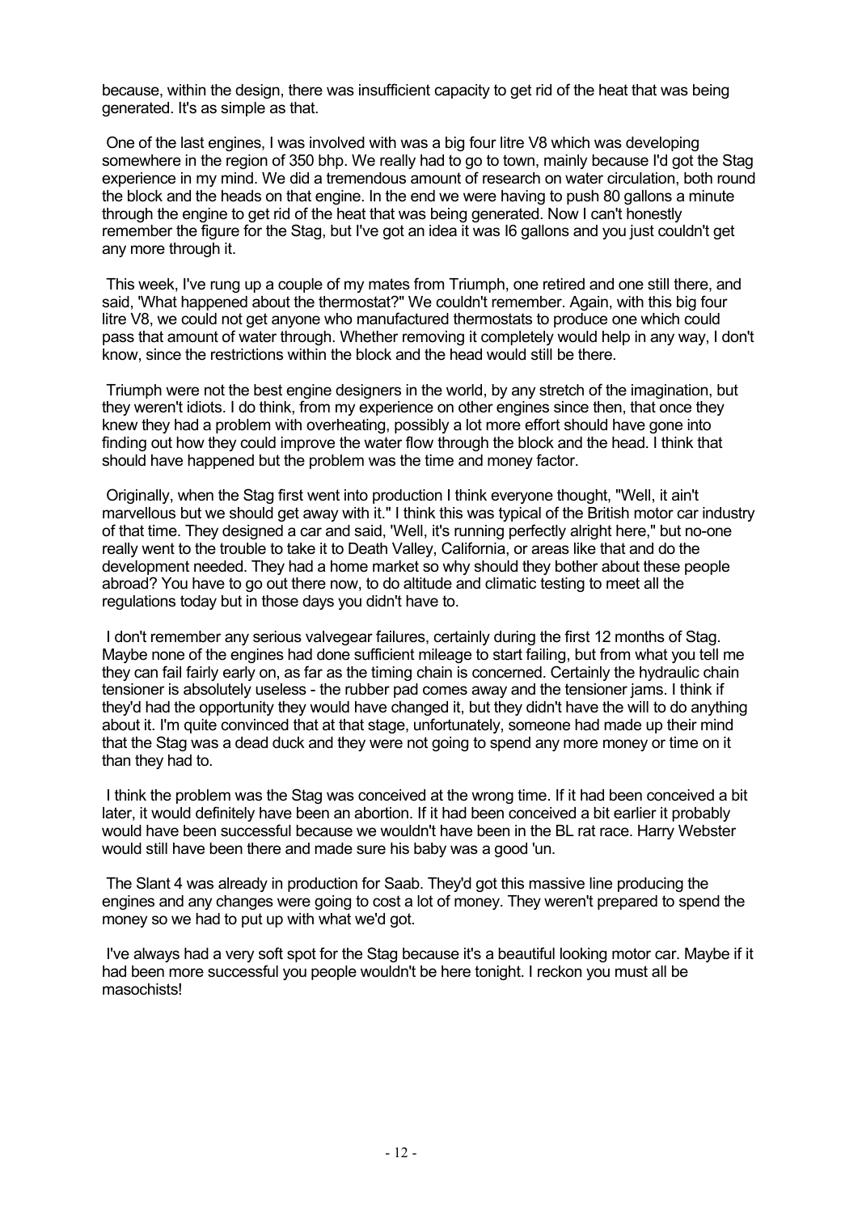because, within the design, there was insufficient capacity to get rid of the heat that was being generated. It's as simple as that.

One of the last engines, I was involved with was a big four litre V8 which was developing somewhere in the region of 350 bhp. We really had to go to town, mainly because I'd got the Stag experience in my mind. We did a tremendous amount of research on water circulation, both round the block and the heads on that engine. In the end we were having to push 80 gallons a minute through the engine to get rid of the heat that was being generated. Now I can't honestly remember the figure for the Stag, but I've got an idea it was I6 gallons and you just couldn't get any more through it.

This week, I've rung up a couple of my mates from Triumph, one retired and one still there, and said, 'What happened about the thermostat?" We couldn't remember. Again, with this big four litre V8, we could not get anyone who manufactured thermostats to produce one which could pass that amount of water through. Whether removing it completely would help in any way, I don't know, since the restrictions within the block and the head would still be there.

Triumph were not the best engine designers in the world, by any stretch of the imagination, but they weren't idiots. I do think, from my experience on other engines since then, that once they knew they had a problem with overheating, possibly a lot more effort should have gone into finding out how they could improve the water flow through the block and the head. I think that should have happened but the problem was the time and money factor.

Originally, when the Stag first went into production I think everyone thought, "Well, it ain't marvellous but we should get away with it." I think this was typical of the British motor car industry of that time. They designed a car and said, 'Well, it's running perfectly alright here," but no-one really went to the trouble to take it to Death Valley, California, or areas like that and do the development needed. They had a home market so why should they bother about these people abroad? You have to go out there now, to do altitude and climatic testing to meet all the regulations today but in those days you didn't have to.

I don't remember any serious valvegear failures, certainly during the first 12 months of Stag. Maybe none of the engines had done sufficient mileage to start failing, but from what you tell me they can fail fairly early on, as far as the timing chain is concerned. Certainly the hydraulic chain tensioner is absolutely useless - the rubber pad comes away and the tensioner jams. I think if they'd had the opportunity they would have changed it, but they didn't have the will to do anything about it. I'm quite convinced that at that stage, unfortunately, someone had made up their mind that the Stag was a dead duck and they were not going to spend any more money or time on it than they had to.

I think the problem was the Stag was conceived at the wrong time. If it had been conceived a bit later, it would definitely have been an abortion. If it had been conceived a bit earlier it probably would have been successful because we wouldn't have been in the BL rat race. Harry Webster would still have been there and made sure his baby was a good 'un.

The Slant 4 was already in production for Saab. They'd got this massive line producing the engines and any changes were going to cost a lot of money. They weren't prepared to spend the money so we had to put up with what we'd got.

I've always had a very soft spot for the Stag because it's a beautiful looking motor car. Maybe if it had been more successful you people wouldn't be here tonight. I reckon you must all be masochists!